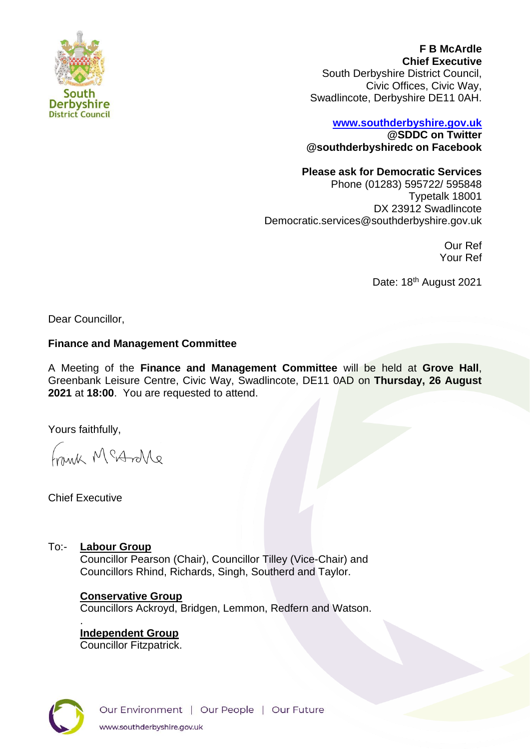**F B McArdle**
**Chief Executive**
South Derbyshire District Council,
Civic Offices, Civic Way,
Swadlincote, Derbyshire DE11 0AH.

**www.southderbyshire.gov.uk**
**@SDDC on Twitter**
**@southderbyshiredc on Facebook**

**Please ask for Democratic Services**
Phone (01283) 595722/ 595848
Typetalk 18001
DX 23912 Swadlincote
Democratic.services@southderbyshire.gov.uk

Our Ref
Your Ref

Date: 18th August 2021

Dear Councillor,

**Finance and Management Committee**

A Meeting of the **Finance and Management Committee** will be held at **Grove Hall**, Greenbank Leisure Centre, Civic Way, Swadlincote, DE11 0AD on **Thursday, 26 August 2021** at **18:00**. You are requested to attend.

Yours faithfully,

Frank McArdle

Chief Executive

To:- **Labour Group**
Councillor Pearson (Chair), Councillor Tilley (Vice-Chair) and Councillors Rhind, Richards, Singh, Southerd and Taylor.

**Conservative Group**
Councillors Ackroyd, Bridgen, Lemmon, Redfern and Watson.

**Independent Group**
Councillor Fitzpatrick.

Our Environment | Our People | Our Future
www.southderbyshire.gov.uk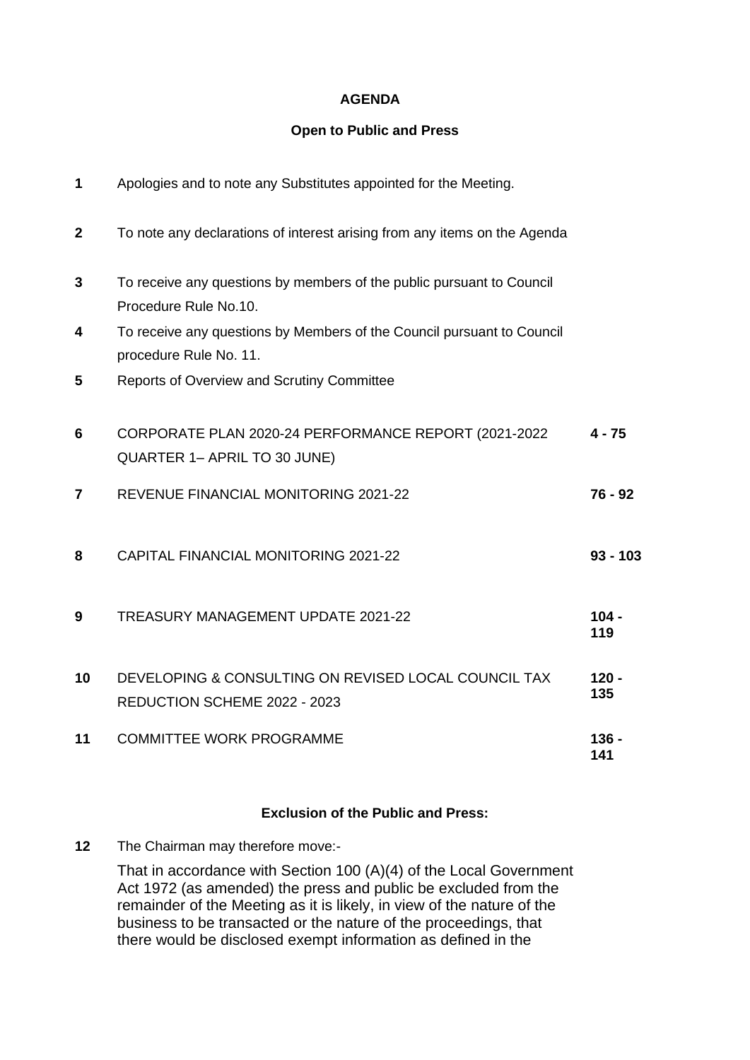**AGENDA**

**Open to Public and Press**

| | | |
|---|---|---|
| **1** | Apologies and to note any Substitutes appointed for the Meeting. | |
| **2** | To note any declarations of interest arising from any items on the Agenda | |
| **3** | To receive any questions by members of the public pursuant to Council Procedure Rule No.10. | |
| **4** | To receive any questions by Members of the Council pursuant to Council procedure Rule No. 11. | |
| **5** | Reports of Overview and Scrutiny Committee | |
| **6** | CORPORATE PLAN 2020-24 PERFORMANCE REPORT (2021-2022 QUARTER 1– APRIL TO 30 JUNE) | **4 - 75** |
| **7** | REVENUE FINANCIAL MONITORING 2021-22 | **76 - 92** |
| **8** | CAPITAL FINANCIAL MONITORING 2021-22 | **93 - 103** |
| **9** | TREASURY MANAGEMENT UPDATE 2021-22 | **104 - 119** |
| **10** | DEVELOPING & CONSULTING ON REVISED LOCAL COUNCIL TAX REDUCTION SCHEME 2022 - 2023 | **120 - 135** |
| **11** | COMMITTEE WORK PROGRAMME | **136 - 141** |

**Exclusion of the Public and Press:**

**12** The Chairman may therefore move:-

That in accordance with Section 100 (A)(4) of the Local Government Act 1972 (as amended) the press and public be excluded from the remainder of the Meeting as it is likely, in view of the nature of the business to be transacted or the nature of the proceedings, that there would be disclosed exempt information as defined in the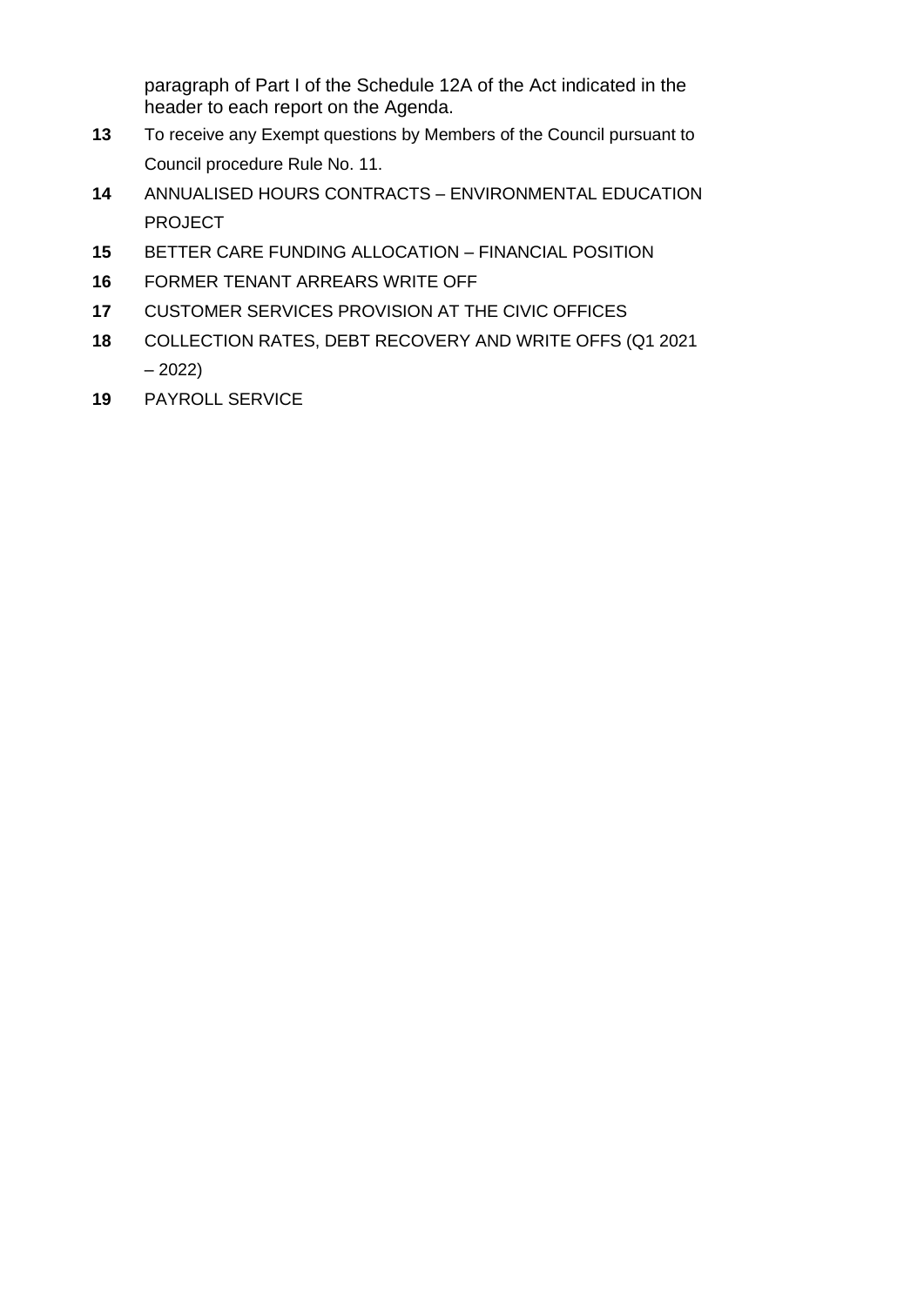paragraph of Part I of the Schedule 12A of the Act indicated in the header to each report on the Agenda.

**13** To receive any Exempt questions by Members of the Council pursuant to Council procedure Rule No. 11.

**14** ANNUALISED HOURS CONTRACTS – ENVIRONMENTAL EDUCATION PROJECT

**15** BETTER CARE FUNDING ALLOCATION – FINANCIAL POSITION

**16** FORMER TENANT ARREARS WRITE OFF

**17** CUSTOMER SERVICES PROVISION AT THE CIVIC OFFICES

**18** COLLECTION RATES, DEBT RECOVERY AND WRITE OFFS (Q1 2021 – 2022)

**19** PAYROLL SERVICE